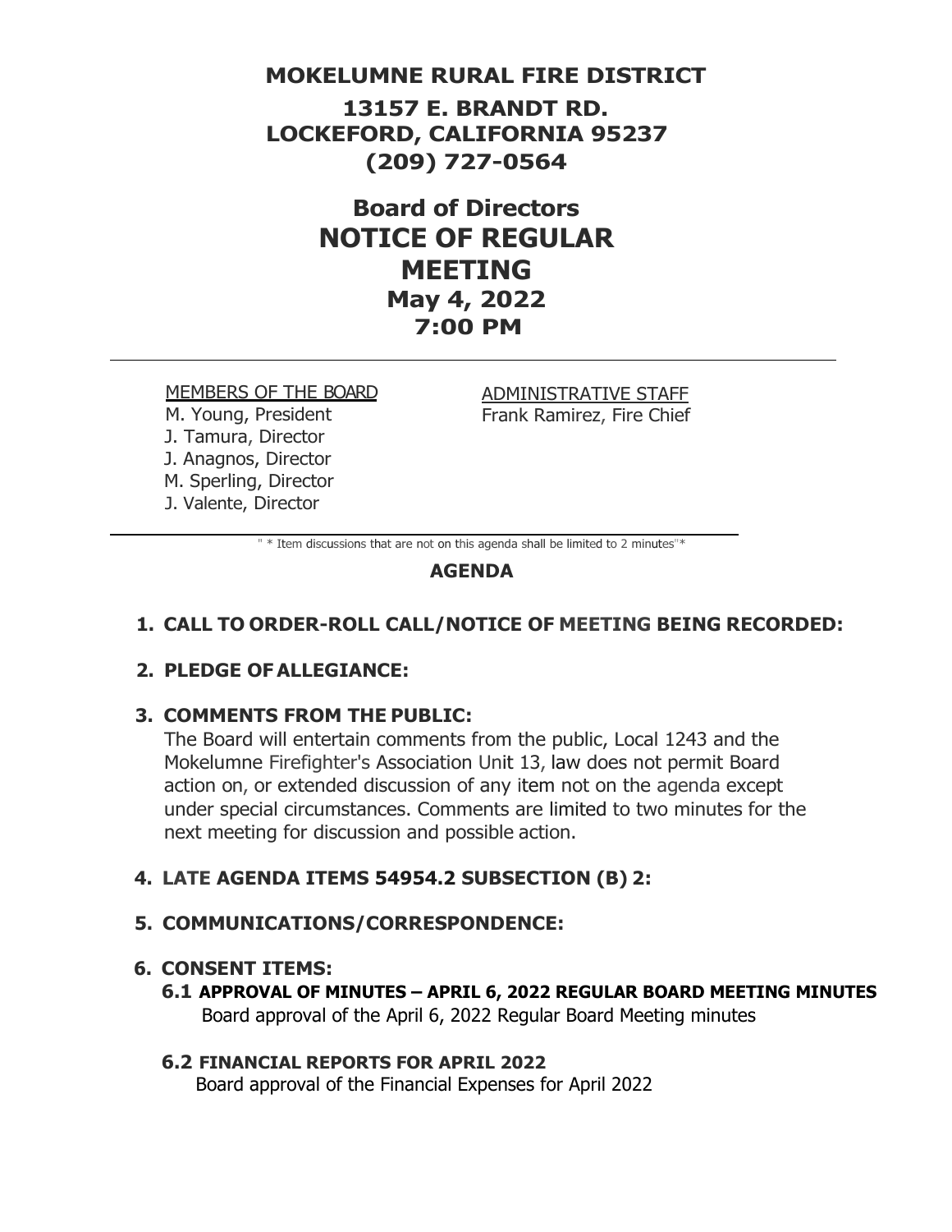# MOKELUMNE RURAL FIRE DISTRICT

## 13157 E. BRANDT RD.
## LOCKEFORD, CALIFORNIA 95237
## (209) 727-0564

# Board of Directors
# NOTICE OF REGULAR MEETING
## May 4, 2022
## 7:00 PM

---

MEMBERS OF THE BOARD
M. Young, President
J. Tamura, Director
J. Anagnos, Director
M. Sperling, Director
J. Valente, Director

ADMINISTRATIVE STAFF
Frank Ramirez, Fire Chief

---

" * Item discussions that are not on this agenda shall be limited to 2 minutes"*

## AGENDA

**1. CALL TO ORDER-ROLL CALL/NOTICE OF MEETING BEING RECORDED:**

**2. PLEDGE OF ALLEGIANCE:**

**3. COMMENTS FROM THE PUBLIC:**

The Board will entertain comments from the public, Local 1243 and the Mokelumne Firefighter's Association Unit 13, law does not permit Board action on, or extended discussion of any item not on the agenda except under special circumstances. Comments are limited to two minutes for the next meeting for discussion and possible action.

**4. LATE AGENDA ITEMS 54954.2 SUBSECTION (B) 2:**

**5. COMMUNICATIONS/CORRESPONDENCE:**

**6. CONSENT ITEMS:**

**6.1 APPROVAL OF MINUTES – APRIL 6, 2022 REGULAR BOARD MEETING MINUTES**
Board approval of the April 6, 2022 Regular Board Meeting minutes

**6.2 FINANCIAL REPORTS FOR APRIL 2022**
Board approval of the Financial Expenses for April 2022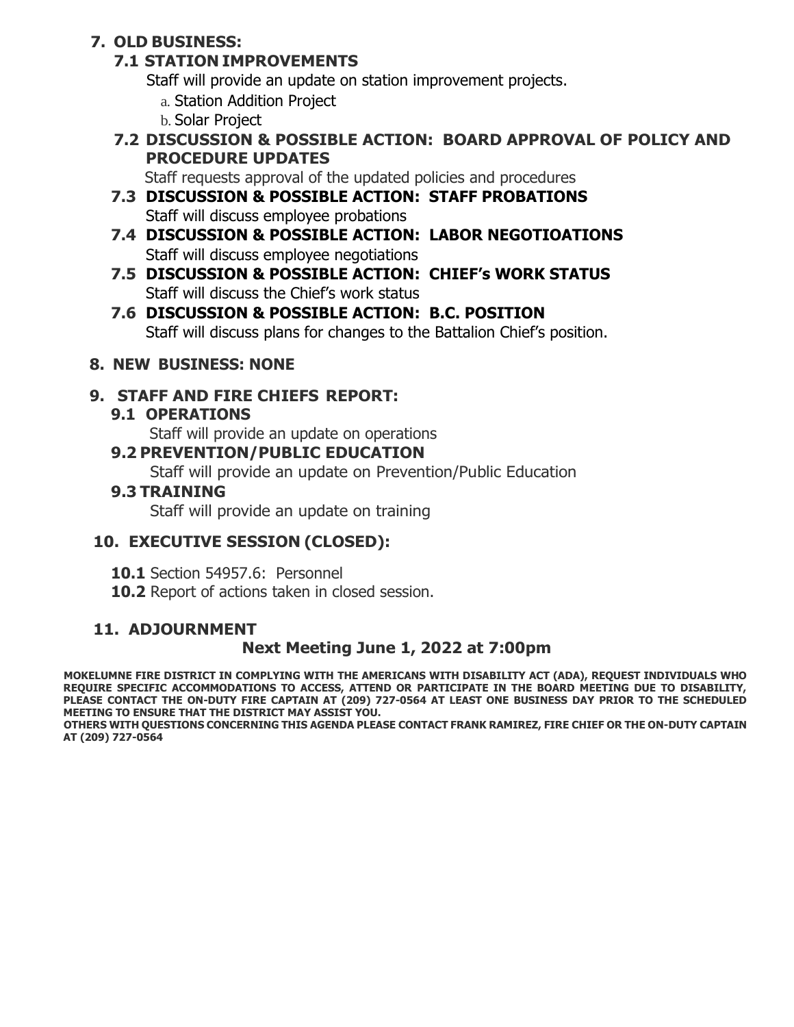## 7. OLD BUSINESS:

### 7.1 STATION IMPROVEMENTS

Staff will provide an update on station improvement projects.

a. Station Addition Project

b. Solar Project

### 7.2 DISCUSSION & POSSIBLE ACTION: BOARD APPROVAL OF POLICY AND PROCEDURE UPDATES

Staff requests approval of the updated policies and procedures

### 7.3 DISCUSSION & POSSIBLE ACTION: STAFF PROBATIONS

Staff will discuss employee probations

### 7.4 DISCUSSION & POSSIBLE ACTION: LABOR NEGOTIOATIONS

Staff will discuss employee negotiations

### 7.5 DISCUSSION & POSSIBLE ACTION: CHIEF's WORK STATUS

Staff will discuss the Chief's work status

### 7.6 DISCUSSION & POSSIBLE ACTION: B.C. POSITION

Staff will discuss plans for changes to the Battalion Chief's position.

## 8. NEW BUSINESS: NONE

## 9. STAFF AND FIRE CHIEFS REPORT:

### 9.1 OPERATIONS

Staff will provide an update on operations

### 9.2 PREVENTION/PUBLIC EDUCATION

Staff will provide an update on Prevention/Public Education

### 9.3 TRAINING

Staff will provide an update on training

## 10. EXECUTIVE SESSION (CLOSED):

**10.1** Section 54957.6: Personnel

**10.2** Report of actions taken in closed session.

## 11. ADJOURNMENT

**Next Meeting June 1, 2022 at 7:00pm**

**MOKELUMNE FIRE DISTRICT IN COMPLYING WITH THE AMERICANS WITH DISABILITY ACT (ADA), REQUEST INDIVIDUALS WHO REQUIRE SPECIFIC ACCOMMODATIONS TO ACCESS, ATTEND OR PARTICIPATE IN THE BOARD MEETING DUE TO DISABILITY, PLEASE CONTACT THE ON-DUTY FIRE CAPTAIN AT (209) 727-0564 AT LEAST ONE BUSINESS DAY PRIOR TO THE SCHEDULED MEETING TO ENSURE THAT THE DISTRICT MAY ASSIST YOU.**

**OTHERS WITH QUESTIONS CONCERNING THIS AGENDA PLEASE CONTACT FRANK RAMIREZ, FIRE CHIEF OR THE ON-DUTY CAPTAIN AT (209) 727-0564**